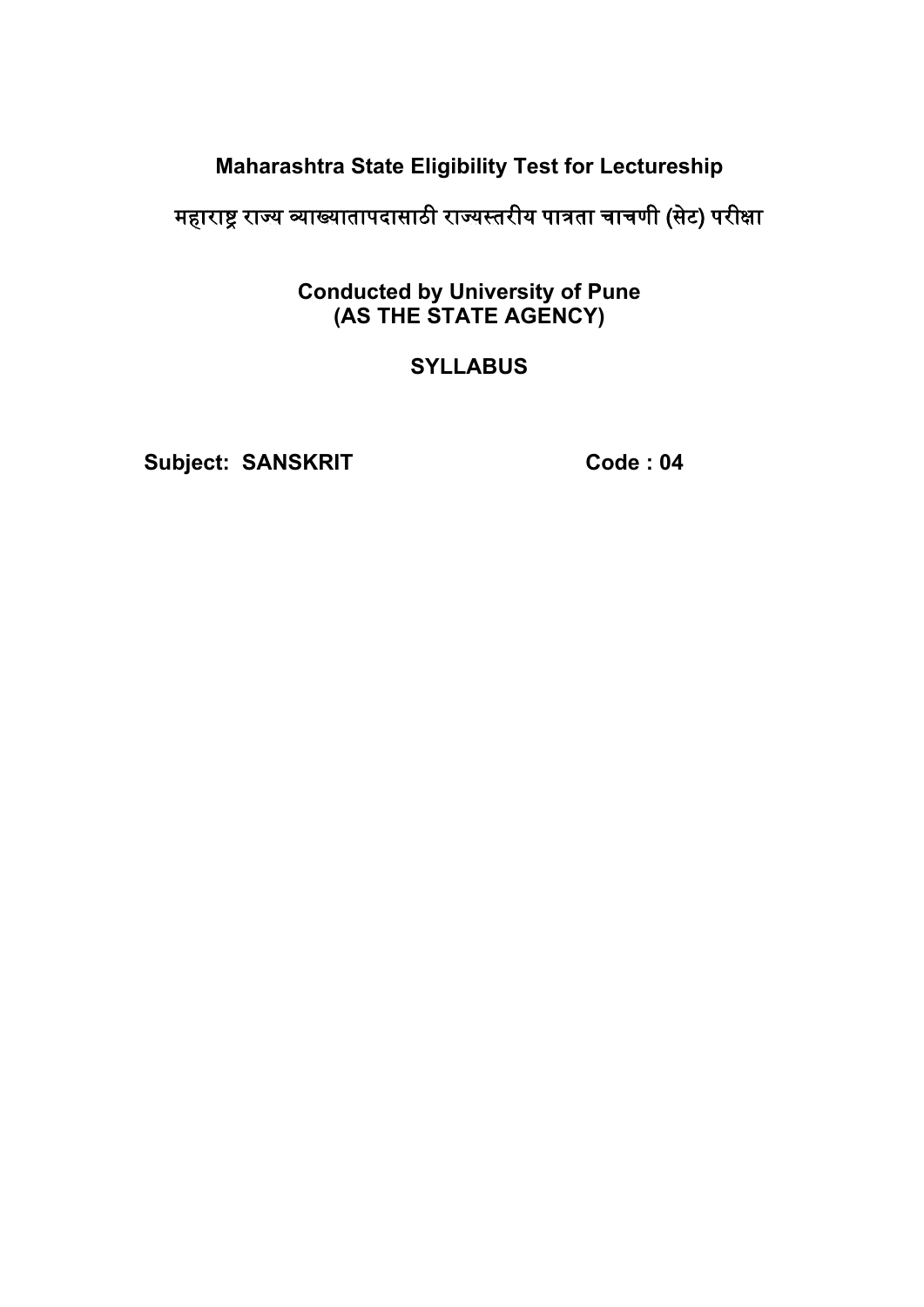# Maharashtra State Eligibility Test for Lectureship

## महाराष्ट्र राज्य व्याख्यातापदासाठी राज्यस्तरीय पात्रता चाचणी (सेट) परीक्षा

**Conducted by University of Pune**
**(AS THE STATE AGENCY)**

## SYLLABUS

**Subject: SANSKRIT** **Code : 04**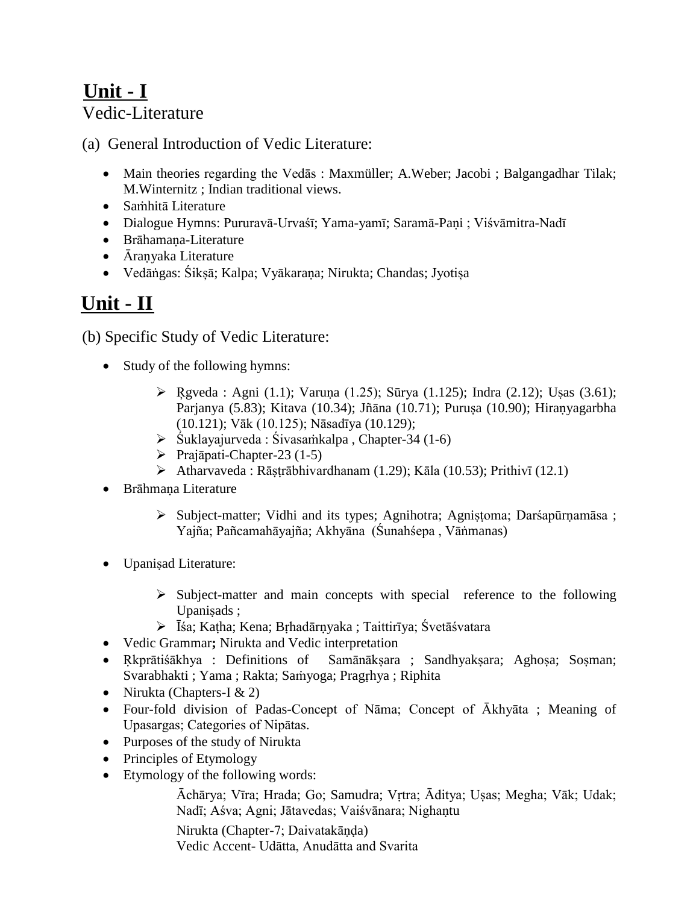## Unit - I

Vedic-Literature

(a) General Introduction of Vedic Literature:

- Main theories regarding the Vedās : Maxmüller; A.Weber; Jacobi ; Balgangadhar Tilak; M.Winternitz ; Indian traditional views.
- Saṁhitā Literature
- Dialogue Hymns: Pururavā-Urvaśī; Yama-yamī; Saramā-Paṇi ; Viśvāmitra-Nadī
- Brāhamaṇa-Literature
- Āraṇyaka Literature
- Vedāṅgas: Śikṣā; Kalpa; Vyākaraṇa; Nirukta; Chandas; Jyotiṣa

## Unit - II

(b) Specific Study of Vedic Literature:

- Study of the following hymns:
  - Ṛgveda : Agni (1.1); Varuṇa (1.25); Sūrya (1.125); Indra (2.12); Uṣas (3.61); Parjanya (5.83); Kitava (10.34); Jñāna (10.71); Puruṣa (10.90); Hiraṇyagarbha (10.121); Vāk (10.125); Nāsadīya (10.129);
  - Śuklayajurveda : Śivasaṁkalpa , Chapter-34 (1-6)
  - Prajāpati-Chapter-23 (1-5)
  - Atharvaveda : Rāṣṭrābhivardhanam (1.29); Kāla (10.53); Prithivī (12.1)
- Brāhmaṇa Literature
  - Subject-matter; Vidhi and its types; Agnihotra; Agniṣṭoma; Darśapūrṇamāsa ; Yajña; Pañcamahāyajña; Akhyāna (Śunahśepa , Vāṅmanas)
- Upaniṣad Literature:
  - Subject-matter and main concepts with special reference to the following Upaniṣads ;
  - Īśa; Kaṭha; Kena; Bṛhadārṇyaka ; Taittirīya; Śvetāśvatara
- Vedic Grammar**;** Nirukta and Vedic interpretation
- Ṛkprātiśākhya : Definitions of Samānākṣara ; Sandhyakṣara; Aghoṣa; Soṣman; Svarabhakti ; Yama ; Rakta; Saṁyoga; Pragṛhya ; Riphita
- Nirukta (Chapters-I & 2)
- Four-fold division of Padas-Concept of Nāma; Concept of Ākhyāta ; Meaning of Upasargas; Categories of Nipātas.
- Purposes of the study of Nirukta
- Principles of Etymology
- Etymology of the following words:

  Āchārya; Vīra; Hrada; Go; Samudra; Vṛtra; Āditya; Uṣas; Megha; Vāk; Udak; Nadī; Aśva; Agni; Jātavedas; Vaiśvānara; Nighaṇtu

  Nirukta (Chapter-7; Daivatakāṇḍa)
  Vedic Accent- Udātta, Anudātta and Svarita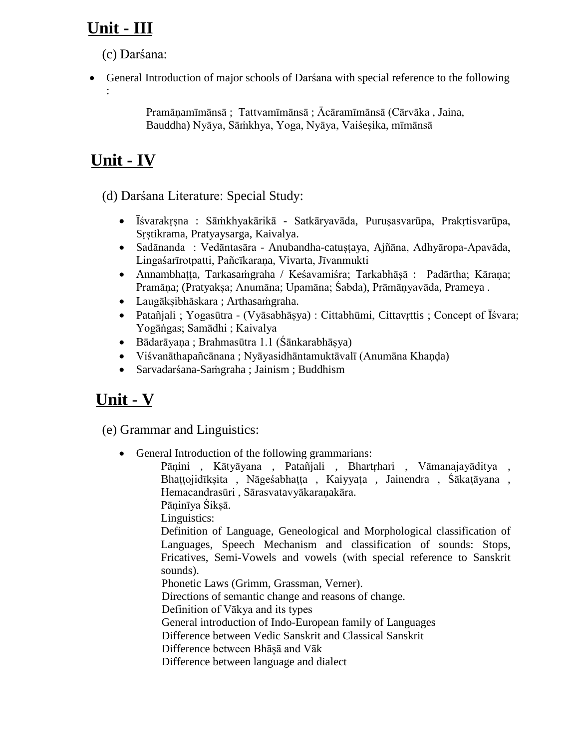## Unit - III

(c) Darśana:

- General Introduction of major schools of Darśana with special reference to the following :

  Pramāṇamīmānsā ; Tattvamīmānsā ; Ācāramīmānsā (Cārvāka , Jaina, Bauddha) Nyāya, Sāṁkhya, Yoga, Nyāya, Vaiśeṣika, mīmānsā

## Unit - IV

(d) Darśana Literature: Special Study:

- Īśvarakṛṣna : Sāṁkhyakārikā - Satkāryavāda, Puruṣasvarūpa, Prakṛtisvarūpa, Sṛṣtikrama, Pratyaysarga, Kaivalya.
- Sadānanda : Vedāntasāra - Anubandha-catuṣṭaya, Ajñāna, Adhyāropa-Apavāda, Lingaśarīrotpatti, Pañcīkaraṇa, Vivarta, Jīvanmukti
- Annambhaṭṭa, Tarkasaṁgraha / Keśavamiśra; Tarkabhāṣā : Padārtha; Kāraṇa; Pramāṇa; (Pratyakṣa; Anumāna; Upamāna; Śabda), Prāmāṇyavāda, Prameya .
- Laugākṣibhāskara ; Arthasaṁgraha.
- Patañjali ; Yogasūtra - (Vyāsabhāṣya) : Cittabhūmi, Cittavṛttis ; Concept of Īśvara; Yogāṅgas; Samādhi ; Kaivalya
- Bādarāyaṇa ; Brahmasūtra 1.1 (Śānkarabhāṣya)
- Viśvanāthapañcānana ; Nyāyasidhāntamuktāvalī (Anumāna Khaṇḍa)
- Sarvadarśana-Saṁgraha ; Jainism ; Buddhism

## Unit - V

(e) Grammar and Linguistics:

- General Introduction of the following grammarians:

  Pāṇini , Kātyāyana , Patañjali , Bhartṛhari , Vāmanajayāditya , Bhaṭṭojidīkṣita , Nāgeśabhaṭṭa , Kaiyyaṭa , Jainendra , Śākaṭāyana , Hemacandrasūri , Sārasvatavyākaraṇakāra.

  Pāṇinīya Śikṣā.

  Linguistics:

  Definition of Language, Geneological and Morphological classification of Languages, Speech Mechanism and classification of sounds: Stops, Fricatives, Semi-Vowels and vowels (with special reference to Sanskrit sounds).

  Phonetic Laws (Grimm, Grassman, Verner).

  Directions of semantic change and reasons of change.

  Definition of Vākya and its types

  General introduction of Indo-European family of Languages

  Difference between Vedic Sanskrit and Classical Sanskrit

  Difference between Bhāṣā and Vāk

  Difference between language and dialect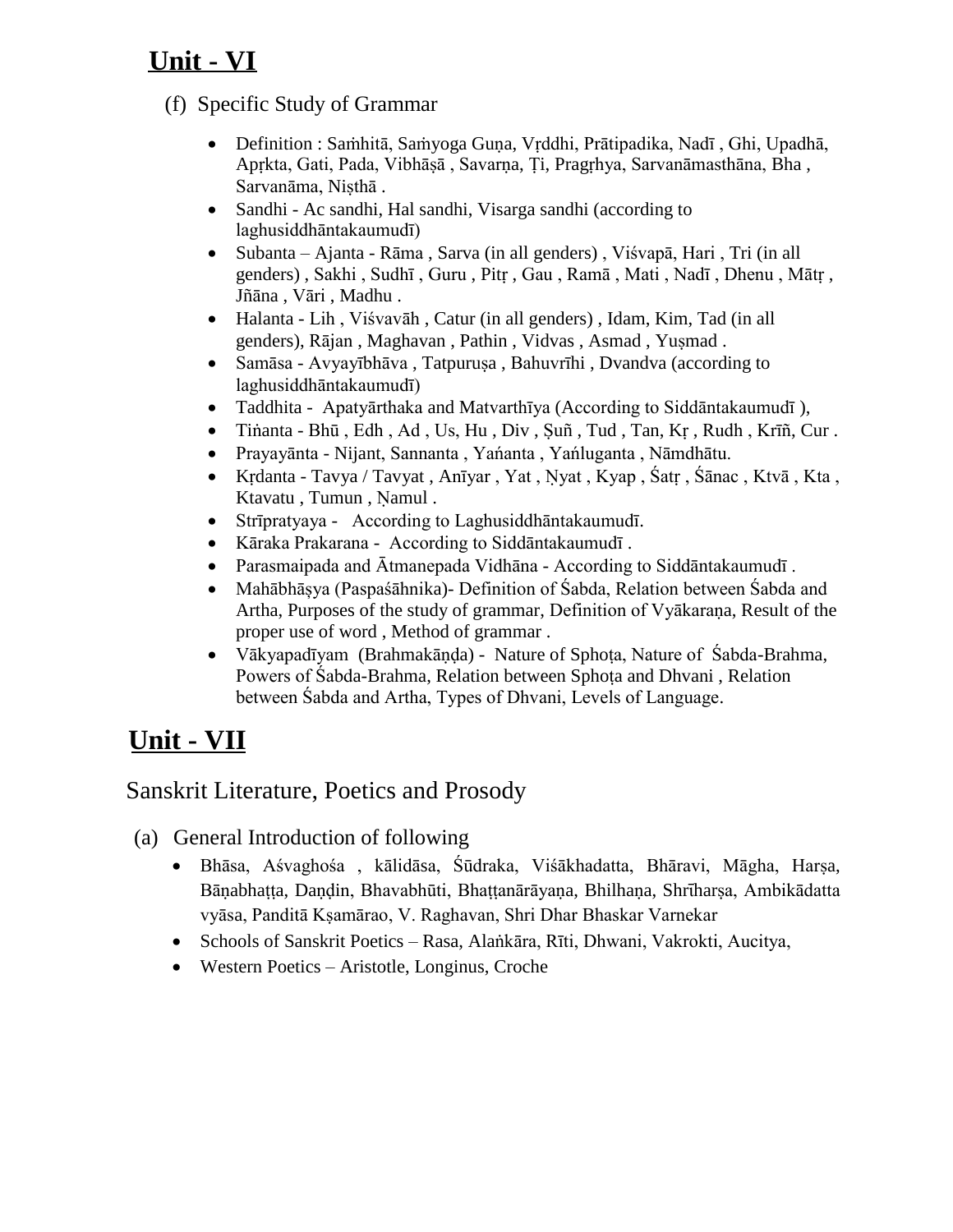# Unit - VI

(f) Specific Study of Grammar

- Definition : Saṁhitā, Saṁyoga Guṇa, Vṛddhi, Prātipadika, Nadī , Ghi, Upadhā, Apṛkta, Gati, Pada, Vibhāṣā , Savarṇa, Ṭi, Pragṛhya, Sarvanāmasthāna, Bha , Sarvanāma, Niṣṭhā .
- Sandhi - Ac sandhi, Hal sandhi, Visarga sandhi (according to laghusiddhāntakaumudī)
- Subanta – Ajanta - Rāma , Sarva (in all genders) , Viśvapā, Hari , Tri (in all genders) , Sakhi , Sudhī , Guru , Pitṛ , Gau , Ramā , Mati , Nadī , Dhenu , Mātṛ , Jñāna , Vāri , Madhu .
- Halanta - Lih , Viśvavāh , Catur (in all genders) , Idam, Kim, Tad (in all genders), Rājan , Maghavan , Pathin , Vidvas , Asmad , Yuṣmad .
- Samāsa - Avyayībhāva , Tatpuruṣa , Bahuvrīhi , Dvandva (according to laghusiddhāntakaumudī)
- Taddhita - Apatyārthaka and Matvarthīya (According to Siddāntakaumudī ),
- Tiṅanta - Bhū , Edh , Ad , Us, Hu , Div , Ṣuñ , Tud , Tan, Kṛ , Rudh , Krīñ, Cur .
- Prayayānta - Nijant, Sannanta , Yaṅanta , Yaṅluganta , Nāmdhātu.
- Kṛdanta - Tavya / Tavyat , Anīyar , Yat , Ṇyat , Kyap , Śatṛ , Śānac , Ktvā , Kta , Ktavatu , Tumun , Ṇamul .
- Strīpratyaya - According to Laghusiddhāntakaumudī.
- Kāraka Prakarana - According to Siddāntakaumudī .
- Parasmaipada and Ātmanepada Vidhāna - According to Siddāntakaumudī .
- Mahābhāṣya (Paspaśāhnika)- Definition of Śabda, Relation between Śabda and Artha, Purposes of the study of grammar, Definition of Vyākaraṇa, Result of the proper use of word , Method of grammar .
- Vākyapadīyam (Brahmakāṇḍa) - Nature of Sphoṭa, Nature of Śabda-Brahma, Powers of Śabda-Brahma, Relation between Sphoṭa and Dhvani , Relation between Śabda and Artha, Types of Dhvani, Levels of Language.

# Unit - VII

## Sanskrit Literature, Poetics and Prosody

(a) General Introduction of following

- Bhāsa, Aśvaghośa , kālidāsa, Śūdraka, Viśākhadatta, Bhāravi, Māgha, Harṣa, Bāṇabhaṭṭa, Daṇḍin, Bhavabhūti, Bhaṭṭanārāyaṇa, Bhilhaṇa, Shrīharṣa, Ambikādatta vyāsa, Panditā Kṣamārao, V. Raghavan, Shri Dhar Bhaskar Varnekar
- Schools of Sanskrit Poetics – Rasa, Alaṅkāra, Rīti, Dhwani, Vakrokti, Aucitya,
- Western Poetics – Aristotle, Longinus, Croche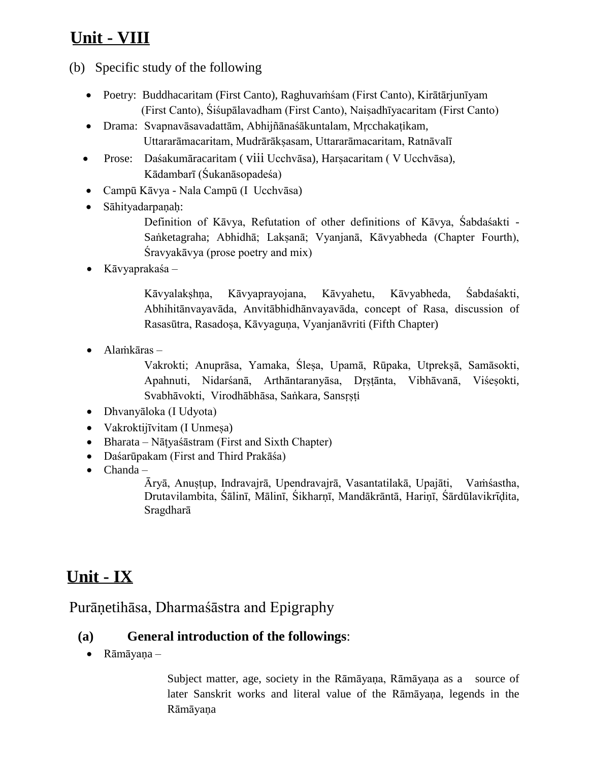## Unit - VIII

(b) Specific study of the following

- Poetry: Buddhacaritam (First Canto), Raghuvaṁśam (First Canto), Kirātārjunīyam (First Canto), Śiśupālavadham (First Canto), Naiṣadhīyacaritam (First Canto)
- Drama: Svapnavāsavadattām, Abhijñānaśākuntalam, Mṛcchakaṭikam, Uttararāmacaritam, Mudrārākṣasam, Uttararāmacaritam, Ratnāvalī
- Prose: Daśakumāracaritam ( viii Ucchvāsa), Harṣacaritam ( V Ucchvāsa), Kādambarī (Śukanāsopadeśa)
- Campū Kāvya - Nala Campū (I Ucchvāsa)
- Sāhityadarpaṇaḥ:

  Definition of Kāvya, Refutation of other definitions of Kāvya, Śabdaśakti - Saṅketagraha; Abhidhā; Lakṣanā; Vyanjanā, Kāvyabheda (Chapter Fourth), Śravyakāvya (prose poetry and mix)

- Kāvyaprakaśa –

  Kāvyalakṣhṇa, Kāvyaprayojana, Kāvyahetu, Kāvyabheda, Śabdaśakti, Abhihitānvayavāda, Anvitābhidhānvayavāda, concept of Rasa, discussion of Rasasūtra, Rasadoṣa, Kāvyaguṇa, Vyanjanāvriti (Fifth Chapter)

- Alaṁkāras –

  Vakrokti; Anuprāsa, Yamaka, Śleṣa, Upamā, Rūpaka, Utprekṣā, Samāsokti, Apahnuti, Nidarśanā, Arthāntaranyāsa, Dṛṣṭānta, Vibhāvanā, Viśeṣokti, Svabhāvokti, Virodhābhāsa, Saṅkara, Sansṛṣṭi

- Dhvanyāloka (I Udyota)
- Vakroktijīvitam (I Unmeṣa)
- Bharata – Nāṭyaśāstram (First and Sixth Chapter)
- Daśarūpakam (First and Third Prakāśa)
- Chanda –

  Āryā, Anuṣṭup, Indravajrā, Upendravajrā, Vasantatilakā, Upajāti, Vaṁśastha, Drutavilambita, Śālinī, Mālinī, Śikharṇī, Mandākrāntā, Hariṇī, Śārdūlavikrīḍita, Sragdharā

## Unit - IX

### Purāṇetihāsa, Dharmaśāstra and Epigraphy

**(a) General introduction of the followings**:

- Rāmāyaṇa –

  Subject matter, age, society in the Rāmāyaṇa, Rāmāyaṇa as a source of later Sanskrit works and literal value of the Rāmāyaṇa, legends in the Rāmāyaṇa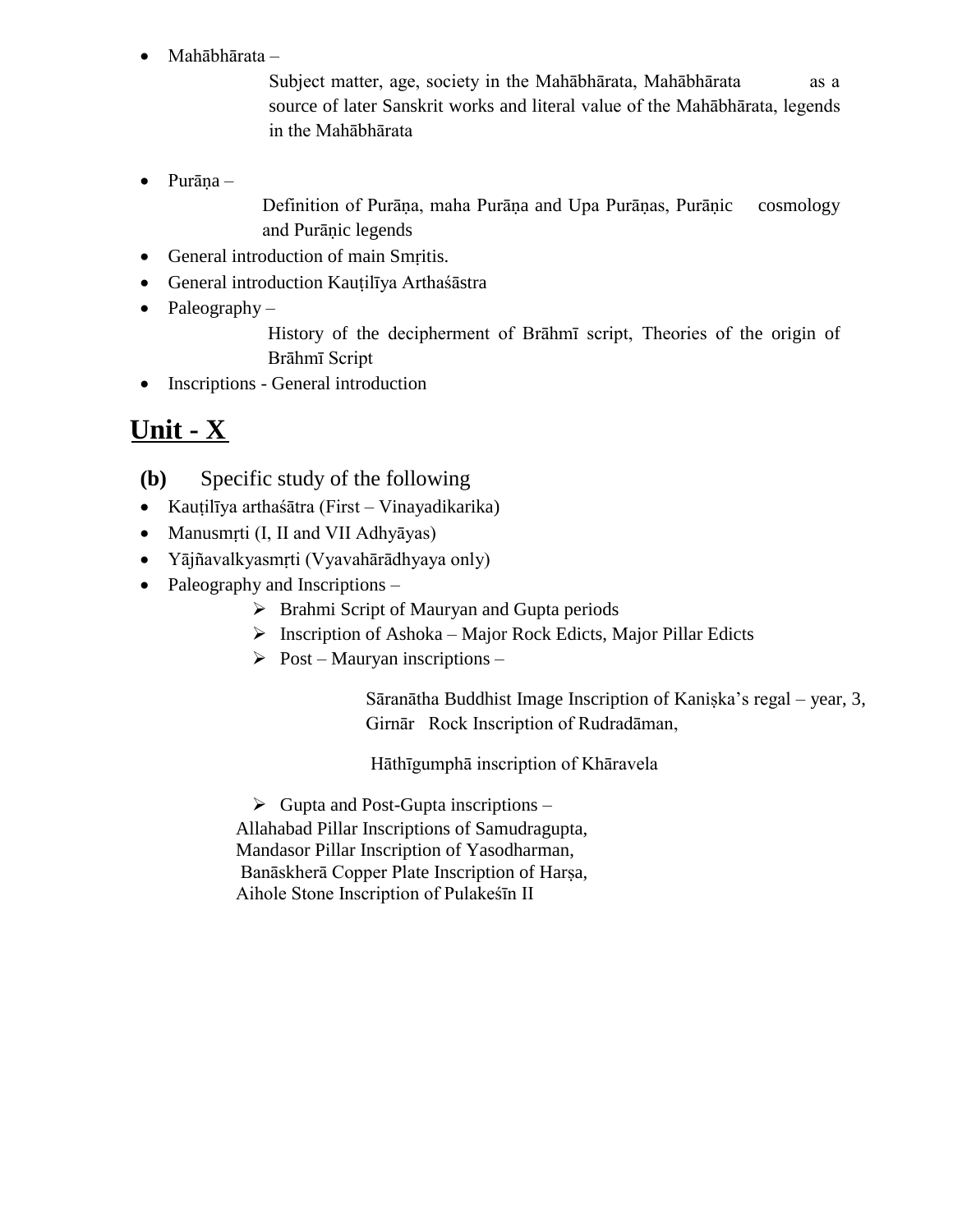- Mahābhārata –

  Subject matter, age, society in the Mahābhārata, Mahābhārata as a source of later Sanskrit works and literal value of the Mahābhārata, legends in the Mahābhārata

- Purāṇa –

  Definition of Purāṇa, maha Purāṇa and Upa Purāṇas, Purāṇic cosmology and Purāṇic legends
- General introduction of main Smṛitis.
- General introduction Kauṭilīya Arthaśāstra
- Paleography –

  History of the decipherment of Brāhmī script, Theories of the origin of Brāhmī Script
- Inscriptions - General introduction

## Unit - X

**(b)** Specific study of the following

- Kauṭilīya arthaśātra (First – Vinayadikarika)
- Manusmṛti (I, II and VII Adhyāyas)
- Yājñavalkyasmṛti (Vyavahārādhyaya only)
- Paleography and Inscriptions –
  - Brahmi Script of Mauryan and Gupta periods
  - Inscription of Ashoka – Major Rock Edicts, Major Pillar Edicts
  - Post – Mauryan inscriptions –

    Sāranātha Buddhist Image Inscription of Kaniṣka's regal – year, 3,
    Girnār Rock Inscription of Rudradāman,

    Hāthīgumphā inscription of Khāravela

  - Gupta and Post-Gupta inscriptions –

    Allahabad Pillar Inscriptions of Samudragupta,
    Mandasor Pillar Inscription of Yasodharman,
    Banāskherā Copper Plate Inscription of Harṣa,
    Aihole Stone Inscription of Pulakeśīn II